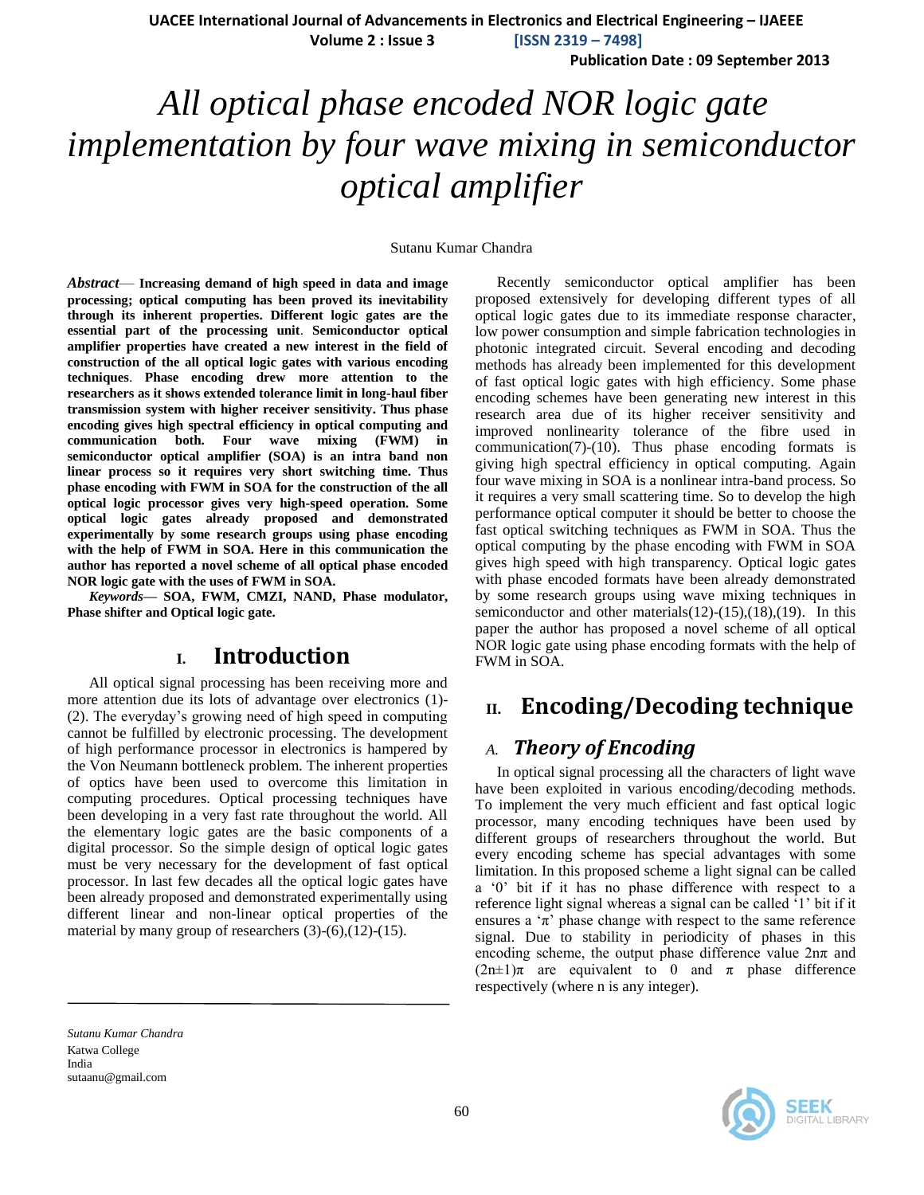# All optical phase encoded NOR logic gate implementation by four wave mixing in semiconductor optical amplifier

Sutanu Kumar Chandra

***Abstract*— Increasing demand of high speed in data and image processing; optical computing has been proved its inevitability through its inherent properties. Different logic gates are the essential part of the processing unit. Semiconductor optical amplifier properties have created a new interest in the field of construction of the all optical logic gates with various encoding techniques. Phase encoding drew more attention to the researchers as it shows extended tolerance limit in long-haul fiber transmission system with higher receiver sensitivity. Thus phase encoding gives high spectral efficiency in optical computing and communication both. Four wave mixing (FWM) in semiconductor optical amplifier (SOA) is an intra band non linear process so it requires very short switching time. Thus phase encoding with FWM in SOA for the construction of the all optical logic processor gives very high-speed operation. Some optical logic gates already proposed and demonstrated experimentally by some research groups using phase encoding with the help of FWM in SOA. Here in this communication the author has reported a novel scheme of all optical phase encoded NOR logic gate with the uses of FWM in SOA.**

***Keywords*— SOA, FWM, CMZI, NAND, Phase modulator, Phase shifter and Optical logic gate.**

## I. Introduction

All optical signal processing has been receiving more and more attention due its lots of advantage over electronics (1)-(2). The everyday's growing need of high speed in computing cannot be fulfilled by electronic processing. The development of high performance processor in electronics is hampered by the Von Neumann bottleneck problem. The inherent properties of optics have been used to overcome this limitation in computing procedures. Optical processing techniques have been developing in a very fast rate throughout the world. All the elementary logic gates are the basic components of a digital processor. So the simple design of optical logic gates must be very necessary for the development of fast optical processor. In last few decades all the optical logic gates have been already proposed and demonstrated experimentally using different linear and non-linear optical properties of the material by many group of researchers (3)-(6),(12)-(15).

Recently semiconductor optical amplifier has been proposed extensively for developing different types of all optical logic gates due to its immediate response character, low power consumption and simple fabrication technologies in photonic integrated circuit. Several encoding and decoding methods has already been implemented for this development of fast optical logic gates with high efficiency. Some phase encoding schemes have been generating new interest in this research area due of its higher receiver sensitivity and improved nonlinearity tolerance of the fibre used in communication(7)-(10). Thus phase encoding formats is giving high spectral efficiency in optical computing. Again four wave mixing in SOA is a nonlinear intra-band process. So it requires a very small scattering time. So to develop the high performance optical computer it should be better to choose the fast optical switching techniques as FWM in SOA. Thus the optical computing by the phase encoding with FWM in SOA gives high speed with high transparency. Optical logic gates with phase encoded formats have been already demonstrated by some research groups using wave mixing techniques in semiconductor and other materials(12)-(15),(18),(19). In this paper the author has proposed a novel scheme of all optical NOR logic gate using phase encoding formats with the help of FWM in SOA.

## II. Encoding/Decoding technique

### A. *Theory of Encoding*

In optical signal processing all the characters of light wave have been exploited in various encoding/decoding methods. To implement the very much efficient and fast optical logic processor, many encoding techniques have been used by different groups of researchers throughout the world. But every encoding scheme has special advantages with some limitation. In this proposed scheme a light signal can be called a '0' bit if it has no phase difference with respect to a reference light signal whereas a signal can be called '1' bit if it ensures a '$\pi$' phase change with respect to the same reference signal. Due to stability in periodicity of phases in this encoding scheme, the output phase difference value $2n\pi$ and $(2n\pm1)\pi$ are equivalent to 0 and $\pi$ phase difference respectively (where n is any integer).

*Sutanu Kumar Chandra*
Katwa College
India
sutaanu@gmail.com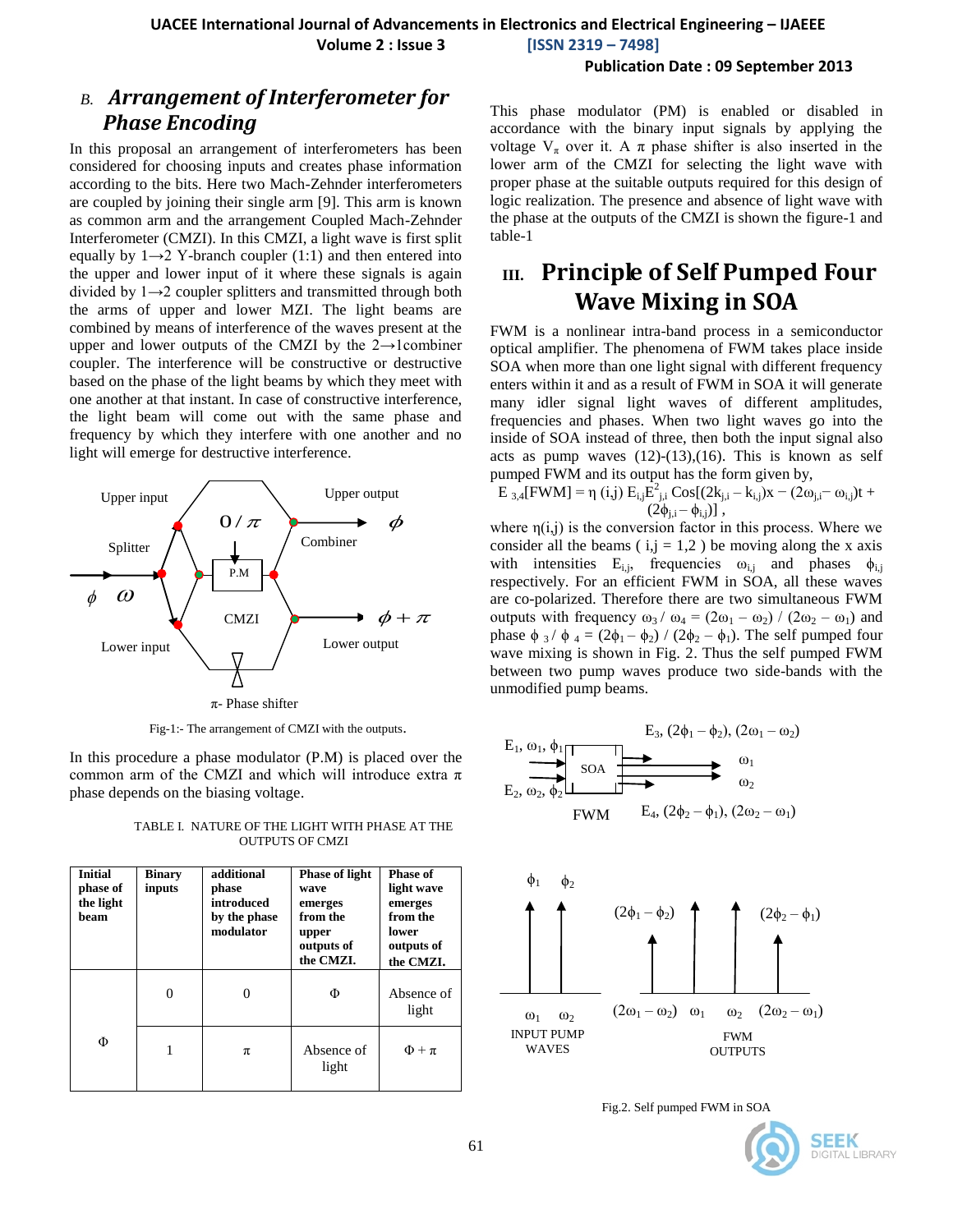### *B. Arrangement of Interferometer for Phase Encoding*

In this proposal an arrangement of interferometers has been considered for choosing inputs and creates phase information according to the bits. Here two Mach-Zehnder interferometers are coupled by joining their single arm [9]. This arm is known as common arm and the arrangement Coupled Mach-Zehnder Interferometer (CMZI). In this CMZI, a light wave is first split equally by 1→2 Y-branch coupler (1:1) and then entered into the upper and lower input of it where these signals is again divided by 1→2 coupler splitters and transmitted through both the arms of upper and lower MZI. The light beams are combined by means of interference of the waves present at the upper and lower outputs of the CMZI by the 2→1combiner coupler. The interference will be constructive or destructive based on the phase of the light beams by which they meet with one another at that instant. In case of constructive interference, the light beam will come out with the same phase and frequency by which they interfere with one another and no light will emerge for destructive interference.

Fig-1:- The arrangement of CMZI with the outputs.

In this procedure a phase modulator (P.M) is placed over the common arm of the CMZI and which will introduce extra $\pi$ phase depends on the biasing voltage.

TABLE I. NATURE OF THE LIGHT WITH PHASE AT THE OUTPUTS OF CMZI

| Initial phase of the light beam | Binary inputs | additional phase introduced by the phase modulator | Phase of light wave emerges from the upper outputs of the CMZI. | Phase of light wave emerges from the lower outputs of the CMZI. |
|---|---|---|---|---|
| $\Phi$ | 0 | 0 | $\Phi$ | Absence of light |
| | 1 | $\pi$ | Absence of light | $\Phi + \pi$ |

This phase modulator (PM) is enabled or disabled in accordance with the binary input signals by applying the voltage $V_\pi$ over it. A $\pi$ phase shifter is also inserted in the lower arm of the CMZI for selecting the light wave with proper phase at the suitable outputs required for this design of logic realization. The presence and absence of light wave with the phase at the outputs of the CMZI is shown the figure-1 and table-1

## III. Principle of Self Pumped Four Wave Mixing in SOA

FWM is a nonlinear intra-band process in a semiconductor optical amplifier. The phenomena of FWM takes place inside SOA when more than one light signal with different frequency enters within it and as a result of FWM in SOA it will generate many idler signal light waves of different amplitudes, frequencies and phases. When two light waves go into the inside of SOA instead of three, then both the input signal also acts as pump waves (12)-(13),(16). This is known as self pumped FWM and its output has the form given by,

$$E_{3,4}[FWM] = \eta\,(i,j)\, E_{i,j} E^2_{j,i}\, \mathrm{Cos}[(2k_{j,i} - k_{i,j})x - (2\omega_{j,i} - \omega_{i,j})t + (2\phi_{j,i} - \phi_{i,j})]\,,$$

where $\eta(i,j)$ is the conversion factor in this process. Where we consider all the beams ( i,j = 1,2 ) be moving along the x axis with intensities $E_{i,j}$, frequencies $\omega_{i,j}$ and phases $\phi_{i,j}$ respectively. For an efficient FWM in SOA, all these waves are co-polarized. Therefore there are two simultaneous FWM outputs with frequency $\omega_3 / \omega_4 = (2\omega_1 - \omega_2) / (2\omega_2 - \omega_1)$ and phase $\phi_3 / \phi_4 = (2\phi_1 - \phi_2) / (2\phi_2 - \phi_1)$. The self pumped four wave mixing is shown in Fig. 2. Thus the self pumped FWM between two pump waves produce two side-bands with the unmodified pump beams.

Fig.2. Self pumped FWM in SOA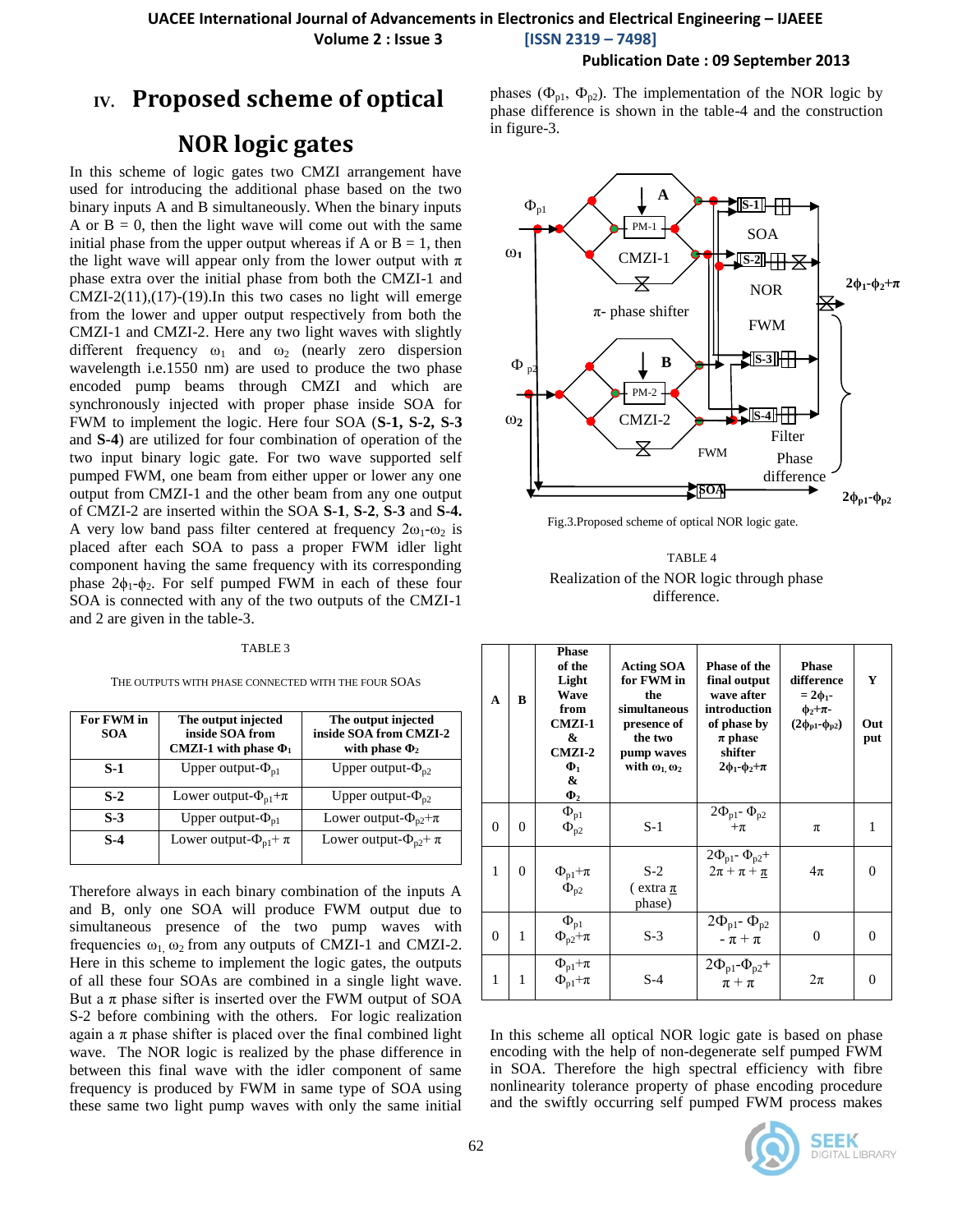## IV. Proposed scheme of optical NOR logic gates

In this scheme of logic gates two CMZI arrangement have used for introducing the additional phase based on the two binary inputs A and B simultaneously. When the binary inputs A or B = 0, then the light wave will come out with the same initial phase from the upper output whereas if A or B = 1, then the light wave will appear only from the lower output with $\pi$ phase extra over the initial phase from both the CMZI-1 and CMZI-2(11),(17)-(19).In this two cases no light will emerge from the lower and upper output respectively from both the CMZI-1 and CMZI-2. Here any two light waves with slightly different frequency $\omega_1$ and $\omega_2$ (nearly zero dispersion wavelength i.e.1550 nm) are used to produce the two phase encoded pump beams through CMZI and which are synchronously injected with proper phase inside SOA for FWM to implement the logic. Here four SOA (**S-1, S-2, S-3** and **S-4**) are utilized for four combination of operation of the two input binary logic gate. For two wave supported self pumped FWM, one beam from either upper or lower any one output from CMZI-1 and the other beam from any one output of CMZI-2 are inserted within the SOA **S-1**, **S-2**, **S-3** and **S-4.** A very low band pass filter centered at frequency $2\omega_1$-$\omega_2$ is placed after each SOA to pass a proper FWM idler light component having the same frequency with its corresponding phase $2\phi_1$-$\phi_2$. For self pumped FWM in each of these four SOA is connected with any of the two outputs of the CMZI-1 and 2 are given in the table-3.

TABLE 3

THE OUTPUTS WITH PHASE CONNECTED WITH THE FOUR SOAS

| For FWM in SOA | The output injected inside SOA from CMZI-1 with phase $\Phi_1$ | The output injected inside SOA from CMZI-2 with phase $\Phi_2$ |
|---|---|---|
| **S-1** | Upper output-$\Phi_{p1}$ | Upper output-$\Phi_{p2}$ |
| **S-2** | Lower output-$\Phi_{p1}+\pi$ | Upper output-$\Phi_{p2}$ |
| **S-3** | Upper output-$\Phi_{p1}$ | Lower output-$\Phi_{p2}+\pi$ |
| **S-4** | Lower output-$\Phi_{p1}+\pi$ | Lower output-$\Phi_{p2}+\pi$ |

Therefore always in each binary combination of the inputs A and B, only one SOA will produce FWM output due to simultaneous presence of the two pump waves with frequencies $\omega_1$, $\omega_2$ from any outputs of CMZI-1 and CMZI-2. Here in this scheme to implement the logic gates, the outputs of all these four SOAs are combined in a single light wave. But a $\pi$ phase sifter is inserted over the FWM output of SOA S-2 before combining with the others. For logic realization again a $\pi$ phase shifter is placed over the final combined light wave. The NOR logic is realized by the phase difference in between this final wave with the idler component of same frequency is produced by FWM in same type of SOA using these same two light pump waves with only the same initial phases ($\Phi_{p1}$, $\Phi_{p2}$). The implementation of the NOR logic by phase difference is shown in the table-4 and the construction in figure-3.

Fig.3.Proposed scheme of optical NOR logic gate.

TABLE 4

Realization of the NOR logic through phase difference.

| A | B | Phase of the Light Wave from CMZI-1 & CMZI-2 $\Phi_1$ & $\Phi_2$ | Acting SOA for FWM in the simultaneous presence of the two pump waves with $\omega_1$, $\omega_2$ | Phase of the final output wave after introduction of phase by $\pi$ phase shifter $2\phi_1$-$\phi_2$+$\pi$ | Phase difference = $2\phi_1$-$\phi_2$+$\pi$-($2\phi_{p1}$-$\phi_{p2}$) | Y Out put |
|---|---|---|---|---|---|---|
| 0 | 0 | $\Phi_{p1}$ $\Phi_{p2}$ | S-1 | $2\Phi_{p1}$- $\Phi_{p2}$ $+\pi$ | $\pi$ | 1 |
| 1 | 0 | $\Phi_{p1}+\pi$ $\Phi_{p2}$ | S-2 ( extra $\pi$ phase) | $2\Phi_{p1}$- $\Phi_{p2}$+ $2\pi + \pi + \pi$ | $4\pi$ | 0 |
| 0 | 1 | $\Phi_{p1}$ $\Phi_{p2}+\pi$ | S-3 | $2\Phi_{p1}$- $\Phi_{p2}$ $- \pi + \pi$ | 0 | 0 |
| 1 | 1 | $\Phi_{p1}+\pi$ $\Phi_{p1}+\pi$ | S-4 | $2\Phi_{p1}$-$\Phi_{p2}$+ $\pi + \pi$ | $2\pi$ | 0 |

In this scheme all optical NOR logic gate is based on phase encoding with the help of non-degenerate self pumped FWM in SOA. Therefore the high spectral efficiency with fibre nonlinearity tolerance property of phase encoding procedure and the swiftly occurring self pumped FWM process makes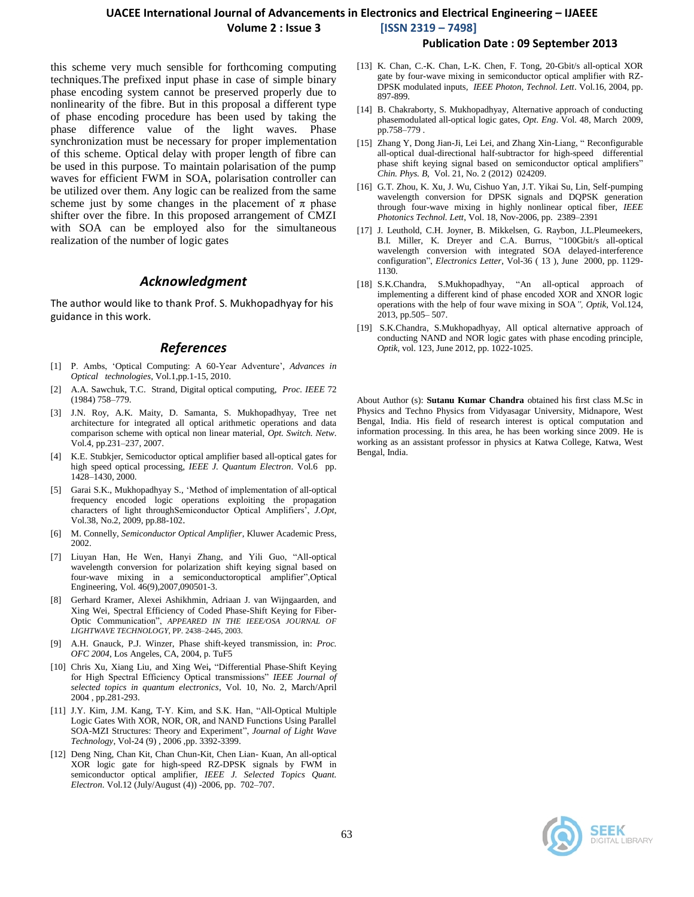this scheme very much sensible for forthcoming computing techniques.The prefixed input phase in case of simple binary phase encoding system cannot be preserved properly due to nonlinearity of the fibre. But in this proposal a different type of phase encoding procedure has been used by taking the phase difference value of the light waves. Phase synchronization must be necessary for proper implementation of this scheme. Optical delay with proper length of fibre can be used in this purpose. To maintain polarisation of the pump waves for efficient FWM in SOA, polarisation controller can be utilized over them. Any logic can be realized from the same scheme just by some changes in the placement of π phase shifter over the fibre. In this proposed arrangement of CMZI with SOA can be employed also for the simultaneous realization of the number of logic gates

## Acknowledgment

The author would like to thank Prof. S. Mukhopadhyay for his guidance in this work.

## References

[1] P. Ambs, 'Optical Computing: A 60-Year Adventure', *Advances in Optical technologies*, Vol.1,pp.1-15, 2010.

[2] A.A. Sawchuk, T.C. Strand, Digital optical computing, *Proc. IEEE* 72 (1984) 758–779.

[3] J.N. Roy, A.K. Maity, D. Samanta, S. Mukhopadhyay, Tree net architecture for integrated all optical arithmetic operations and data comparison scheme with optical non linear material, *Opt. Switch. Netw.* Vol.4, pp.231–237, 2007.

[4] K.E. Stubkjer, Semicoductor optical amplifier based all-optical gates for high speed optical processing, *IEEE J. Quantum Electron*. Vol.6 pp. 1428–1430, 2000.

[5] Garai S.K., Mukhopadhyay S., 'Method of implementation of all-optical frequency encoded logic operations exploiting the propagation characters of light throughSemiconductor Optical Amplifiers', *J.Opt*, Vol.38, No.2, 2009, pp.88-102.

[6] M. Connelly, *Semiconductor Optical Amplifier*, Kluwer Academic Press, 2002.

[7] Liuyan Han, He Wen, Hanyi Zhang, and Yili Guo, "All-optical wavelength conversion for polarization shift keying signal based on four-wave mixing in a semiconductoroptical amplifier",Optical Engineering, Vol. 46(9),2007,090501-3.

[8] Gerhard Kramer, Alexei Ashikhmin, Adriaan J. van Wijngaarden, and Xing Wei, Spectral Efficiency of Coded Phase-Shift Keying for Fiber-Optic Communication", *APPEARED IN THE IEEE/OSA JOURNAL OF LIGHTWAVE TECHNOLOGY*, PP. 2438–2445, 2003.

[9] A.H. Gnauck, P.J. Winzer, Phase shift-keyed transmission, in: *Proc. OFC 2004*, Los Angeles, CA, 2004, p. TuF5

[10] Chris Xu, Xiang Liu, and Xing Wei**,** "Differential Phase-Shift Keying for High Spectral Efficiency Optical transmissions" *IEEE Journal of selected topics in quantum electronics*, Vol. 10, No. 2, March/April 2004 , pp.281-293.

[11] J.Y. Kim, J.M. Kang, T-Y. Kim, and S.K. Han, "All-Optical Multiple Logic Gates With XOR, NOR, OR, and NAND Functions Using Parallel SOA-MZI Structures: Theory and Experiment", *Journal of Light Wave Technology*, Vol-24 (9) , 2006 ,pp. 3392-3399.

[12] Deng Ning, Chan Kit, Chan Chun-Kit, Chen Lian- Kuan, An all-optical XOR logic gate for high-speed RZ-DPSK signals by FWM in semiconductor optical amplifier, *IEEE J. Selected Topics Quant. Electron*. Vol.12 (July/August (4)) -2006, pp. 702–707.

[13] K. Chan, C.-K. Chan, L-K. Chen, F. Tong, 20-Gbit/s all-optical XOR gate by four-wave mixing in semiconductor optical amplifier with RZ-DPSK modulated inputs, *IEEE Photon, Technol. Lett*. Vol.16, 2004, pp. 897-899.

[14] B. Chakraborty, S. Mukhopadhyay, Alternative approach of conducting phasemodulated all-optical logic gates, *Opt. Eng*. Vol. 48, March 2009, pp.758–779 .

[15] Zhang Y, Dong Jian-Ji, Lei Lei, and Zhang Xin-Liang, " Reconfigurable all-optical dual-directional half-subtractor for high-speed differential phase shift keying signal based on semiconductor optical amplifiers" *Chin. Phys. B*, Vol. 21, No. 2 (2012) 024209.

[16] G.T. Zhou, K. Xu, J. Wu, Cishuo Yan, J.T. Yikai Su, Lin, Self-pumping wavelength conversion for DPSK signals and DQPSK generation through four-wave mixing in highly nonlinear optical fiber, *IEEE Photonics Technol. Lett*, Vol. 18, Nov-2006, pp. 2389–2391

[17] J. Leuthold, C.H. Joyner, B. Mikkelsen, G. Raybon, J.L.Pleumeekers, B.I. Miller, K. Dreyer and C.A. Burrus, "100Gbit/s all-optical wavelength conversion with integrated SOA delayed-interference configuration", *Electronics Letter*, Vol-36 ( 13 ), June 2000, pp. 1129-1130.

[18] S.K.Chandra, S.Mukhopadhyay, "An all-optical approach of implementing a different kind of phase encoded XOR and XNOR logic operations with the help of four wave mixing in SOA*", Optik*, Vol.124, 2013, pp.505– 507.

[19] S.K.Chandra, S.Mukhopadhyay, All optical alternative approach of conducting NAND and NOR logic gates with phase encoding principle, *Optik*, vol. 123, June 2012, pp. 1022-1025.

About Author (s): **Sutanu Kumar Chandra** obtained his first class M.Sc in Physics and Techno Physics from Vidyasagar University, Midnapore, West Bengal, India. His field of research interest is optical computation and information processing. In this area, he has been working since 2009. He is working as an assistant professor in physics at Katwa College, Katwa, West Bengal, India.